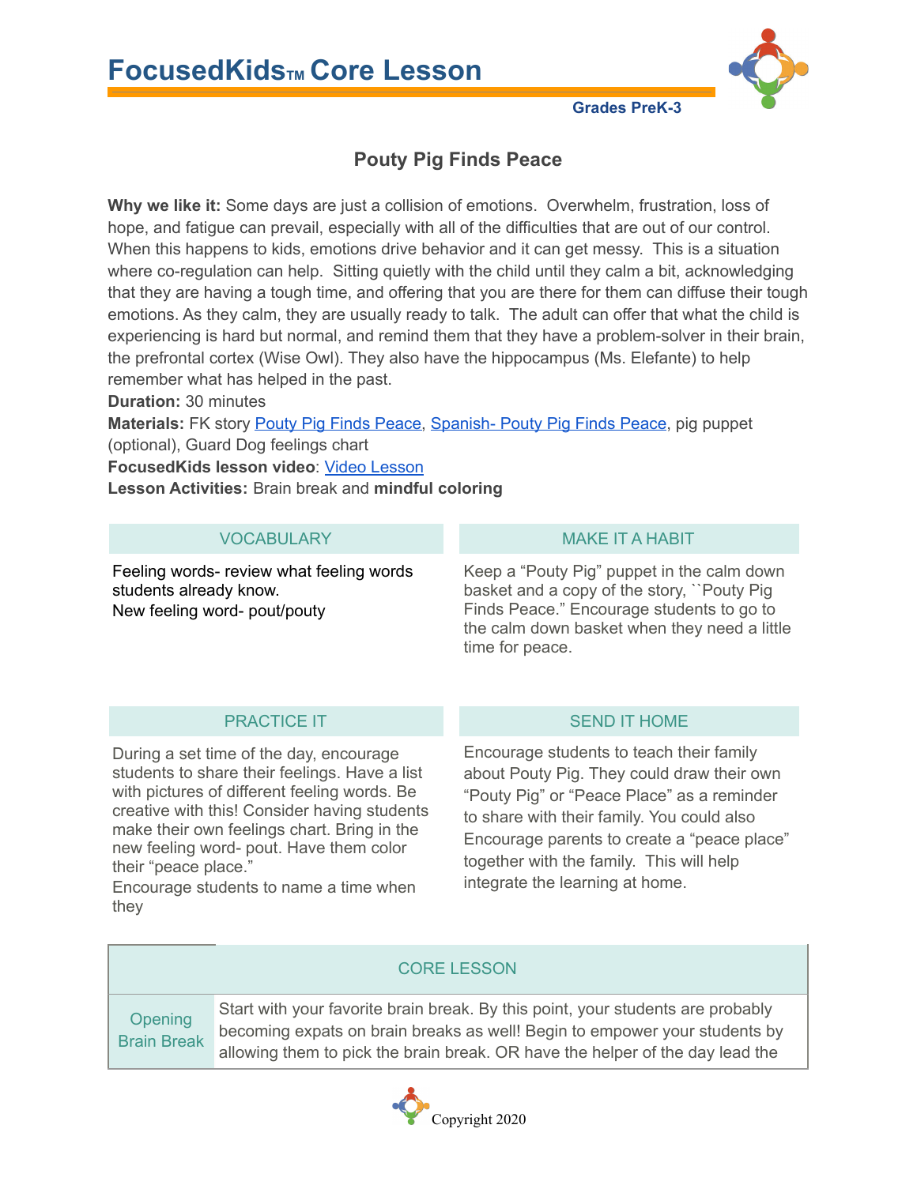# FocusedKids™ Core Lesson

**Grades PreK-3**

## Pouty Pig Finds Peace

**Why we like it:** Some days are just a collision of emotions. Overwhelm, frustration, loss of hope, and fatigue can prevail, especially with all of the difficulties that are out of our control. When this happens to kids, emotions drive behavior and it can get messy. This is a situation where co-regulation can help. Sitting quietly with the child until they calm a bit, acknowledging that they are having a tough time, and offering that you are there for them can diffuse their tough emotions. As they calm, they are usually ready to talk. The adult can offer that what the child is experiencing is hard but normal, and remind them that they have a problem-solver in their brain, the prefrontal cortex (Wise Owl). They also have the hippocampus (Ms. Elefante) to help remember what has helped in the past.

**Duration:** 30 minutes

**Materials:** FK story [Pouty Pig Finds Peace], [Spanish- Pouty Pig Finds Peace], pig puppet (optional), Guard Dog feelings chart

**FocusedKids lesson video**: [Video Lesson]

**Lesson Activities:** Brain break and **mindful coloring**

### VOCABULARY

Feeling words- review what feeling words students already know.
New feeling word- pout/pouty

### MAKE IT A HABIT

Keep a "Pouty Pig" puppet in the calm down basket and a copy of the story, ``Pouty Pig Finds Peace." Encourage students to go to the calm down basket when they need a little time for peace.

### PRACTICE IT

During a set time of the day, encourage students to share their feelings. Have a list with pictures of different feeling words. Be creative with this! Consider having students make their own feelings chart. Bring in the new feeling word- pout. Have them color their "peace place."
Encourage students to name a time when they

### SEND IT HOME

Encourage students to teach their family about Pouty Pig. They could draw their own "Pouty Pig" or "Peace Place" as a reminder to share with their family. You could also Encourage parents to create a "peace place" together with the family. This will help integrate the learning at home.

| CORE LESSON | |
|---|---|
| Opening Brain Break | Start with your favorite brain break. By this point, your students are probably becoming expats on brain breaks as well! Begin to empower your students by allowing them to pick the brain break. OR have the helper of the day lead the |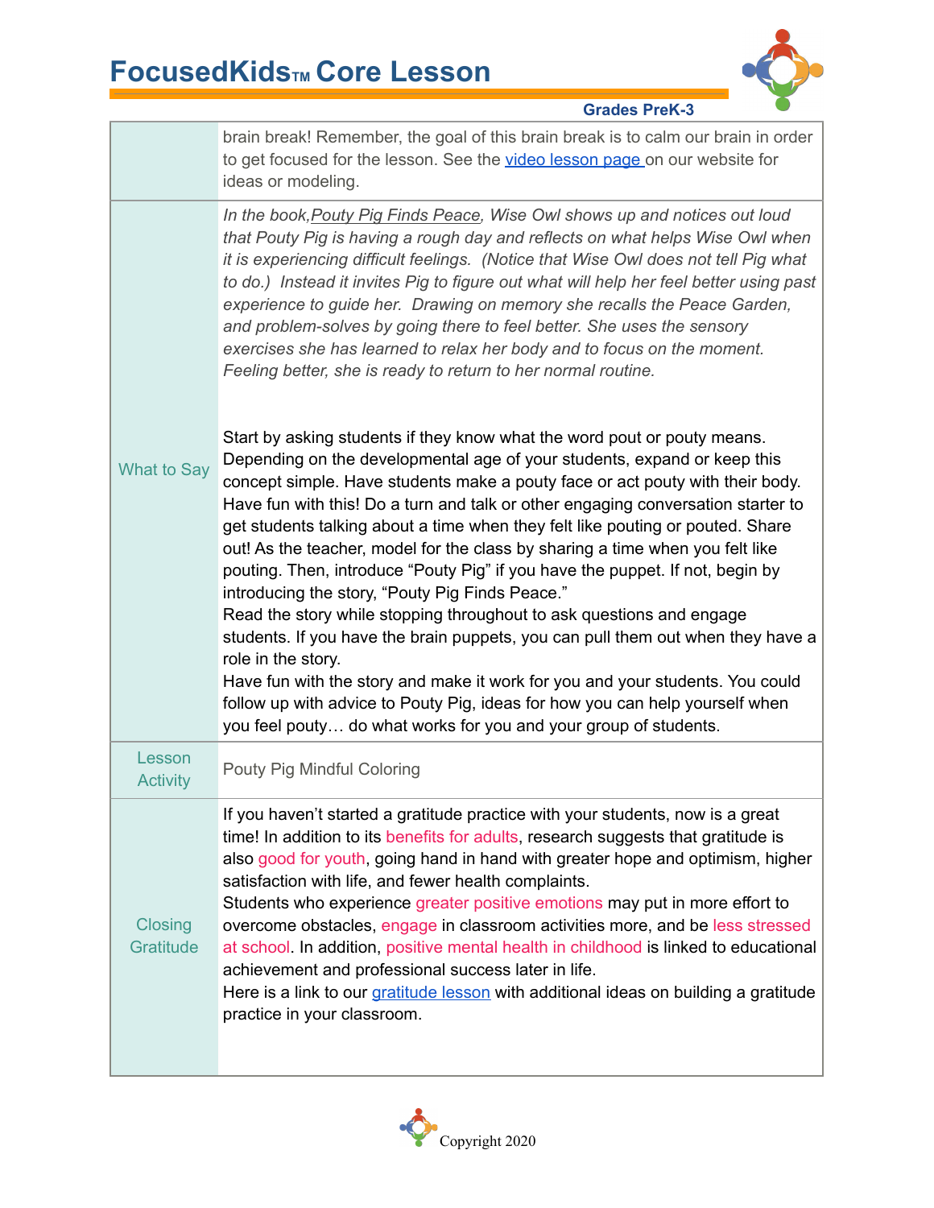| | |
|---|---|
| | brain break! Remember, the goal of this brain break is to calm our brain in order to get focused for the lesson. See the video lesson page on our website for ideas or modeling. |
| What to Say | *In the book, Pouty Pig Finds Peace, Wise Owl shows up and notices out loud that Pouty Pig is having a rough day and reflects on what helps Wise Owl when it is experiencing difficult feelings. (Notice that Wise Owl does not tell Pig what to do.) Instead it invites Pig to figure out what will help her feel better using past experience to guide her. Drawing on memory she recalls the Peace Garden, and problem-solves by going there to feel better. She uses the sensory exercises she has learned to relax her body and to focus on the moment. Feeling better, she is ready to return to her normal routine.*<br><br>Start by asking students if they know what the word pout or pouty means. Depending on the developmental age of your students, expand or keep this concept simple. Have students make a pouty face or act pouty with their body. Have fun with this! Do a turn and talk or other engaging conversation starter to get students talking about a time when they felt like pouting or pouted. Share out! As the teacher, model for the class by sharing a time when you felt like pouting. Then, introduce "Pouty Pig" if you have the puppet. If not, begin by introducing the story, "Pouty Pig Finds Peace."<br>Read the story while stopping throughout to ask questions and engage students. If you have the brain puppets, you can pull them out when they have a role in the story.<br>Have fun with the story and make it work for you and your students. You could follow up with advice to Pouty Pig, ideas for how you can help yourself when you feel pouty… do what works for you and your group of students. |
| Lesson Activity | Pouty Pig Mindful Coloring |
| Closing Gratitude | If you haven't started a gratitude practice with your students, now is a great time! In addition to its benefits for adults, research suggests that gratitude is also good for youth, going hand in hand with greater hope and optimism, higher satisfaction with life, and fewer health complaints.<br>Students who experience greater positive emotions may put in more effort to overcome obstacles, engage in classroom activities more, and be less stressed at school. In addition, positive mental health in childhood is linked to educational achievement and professional success later in life.<br>Here is a link to our gratitude lesson with additional ideas on building a gratitude practice in your classroom. |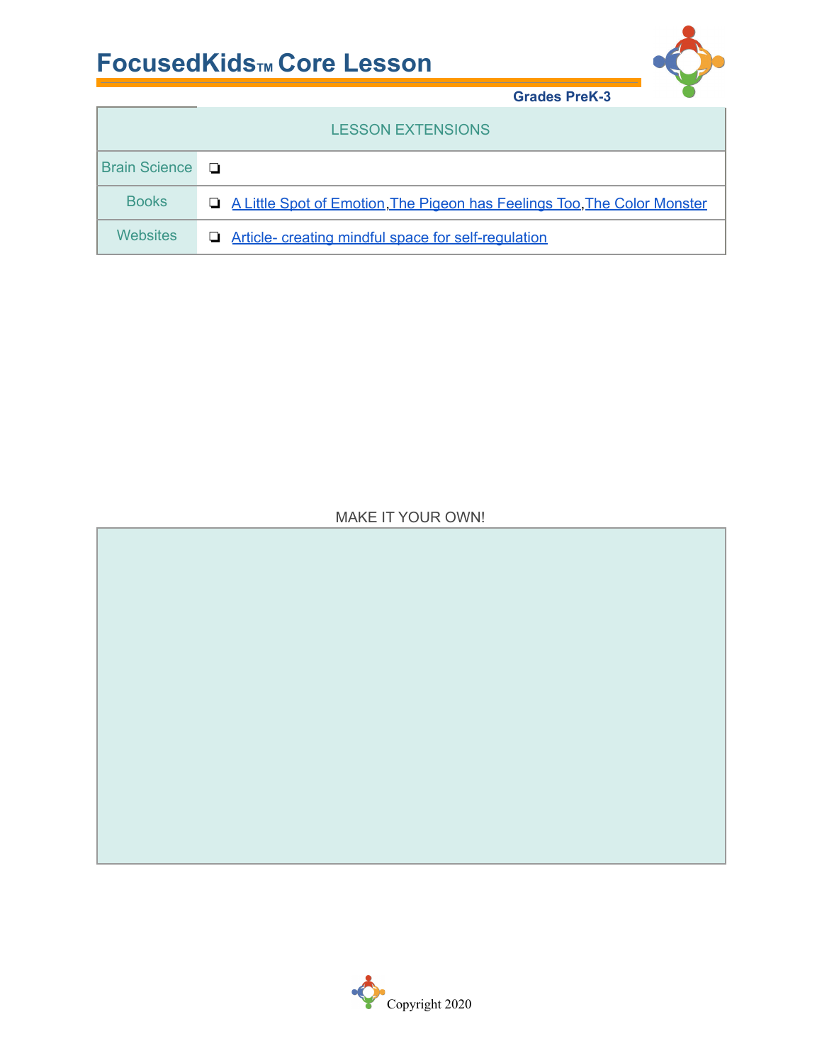# FocusedKids™ Core Lesson

**Grades PreK-3**

| LESSON EXTENSIONS | |
|---|---|
| Brain Science | ❏ |
| Books | ❏ A Little Spot of Emotion, The Pigeon has Feelings Too, The Color Monster |
| Websites | ❏ Article- creating mindful space for self-regulation |

MAKE IT YOUR OWN!

| |
|---|
| |

Copyright 2020